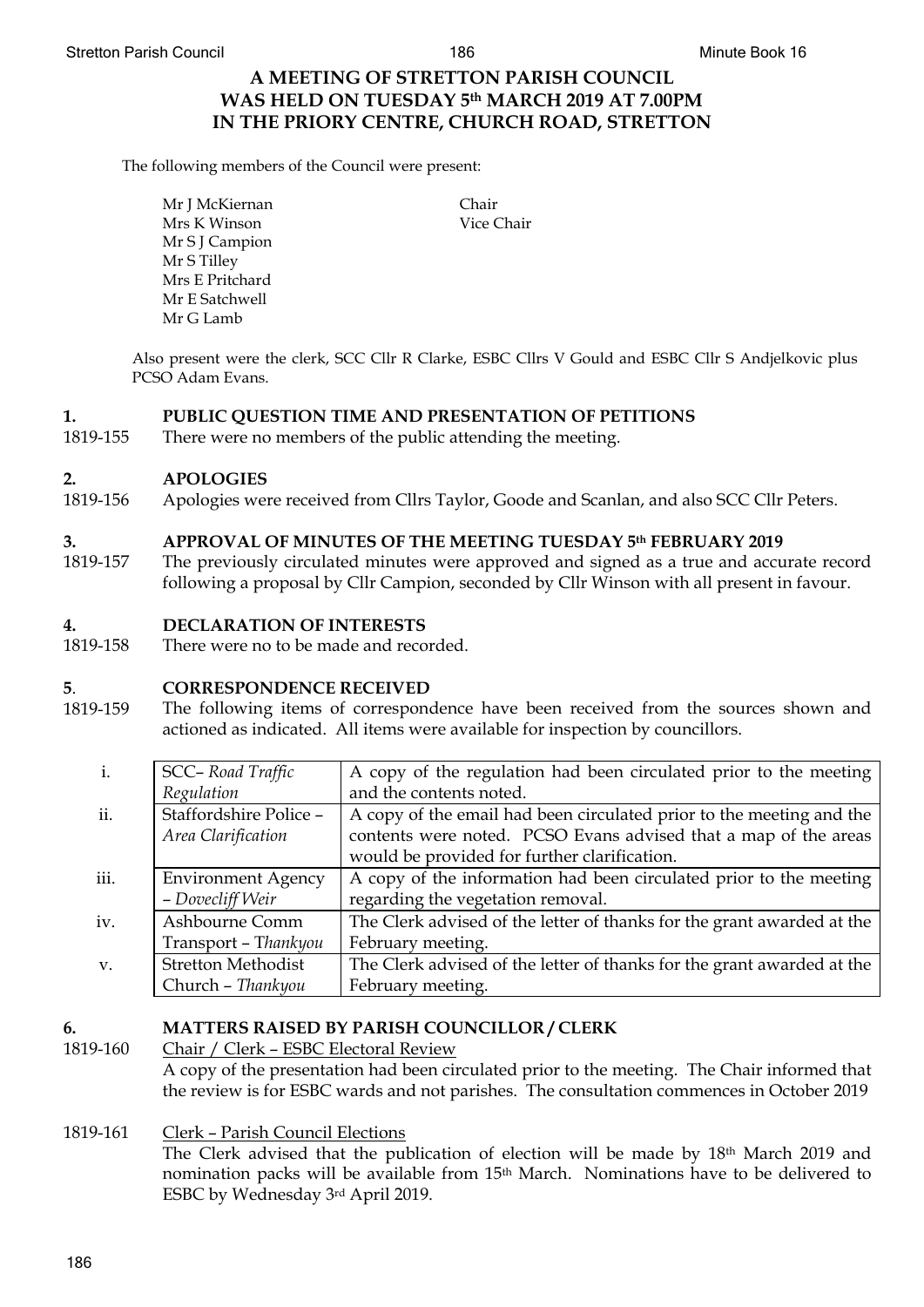# A MEETING OF STRETTON PARISH COUNCIL WAS HELD ON TUESDAY 5th MARCH 2019 AT 7.00PM IN THE PRIORY CENTRE, CHURCH ROAD, STRETTON

The following members of the Council were present:

| | |
|---|---|
| Mr J McKiernan | Chair |
| Mrs K Winson | Vice Chair |
| Mr S J Campion | |
| Mr S Tilley | |
| Mrs E Pritchard | |
| Mr E Satchwell | |
| Mr G Lamb | |

Also present were the clerk, SCC Cllr R Clarke, ESBC Cllrs V Gould and ESBC Cllr S Andjelkovic plus PCSO Adam Evans.

## 1. PUBLIC QUESTION TIME AND PRESENTATION OF PETITIONS

1819-155 There were no members of the public attending the meeting.

## 2. APOLOGIES

1819-156 Apologies were received from Cllrs Taylor, Goode and Scanlan, and also SCC Cllr Peters.

## 3. APPROVAL OF MINUTES OF THE MEETING TUESDAY 5th FEBRUARY 2019

1819-157 The previously circulated minutes were approved and signed as a true and accurate record following a proposal by Cllr Campion, seconded by Cllr Winson with all present in favour.

## 4. DECLARATION OF INTERESTS

1819-158 There were no to be made and recorded.

## 5. CORRESPONDENCE RECEIVED

1819-159 The following items of correspondence have been received from the sources shown and actioned as indicated. All items were available for inspection by councillors.

| | | |
|---|---|---|
| i. | SCC– *Road Traffic Regulation* | A copy of the regulation had been circulated prior to the meeting and the contents noted. |
| ii. | Staffordshire Police – *Area Clarification* | A copy of the email had been circulated prior to the meeting and the contents were noted. PCSO Evans advised that a map of the areas would be provided for further clarification. |
| iii. | Environment Agency – *Dovecliff Weir* | A copy of the information had been circulated prior to the meeting regarding the vegetation removal. |
| iv. | Ashbourne Comm Transport – T*hankyou* | The Clerk advised of the letter of thanks for the grant awarded at the February meeting. |
| v. | Stretton Methodist Church – *Thankyou* | The Clerk advised of the letter of thanks for the grant awarded at the February meeting. |

## 6. MATTERS RAISED BY PARISH COUNCILLOR / CLERK

1819-160 Chair / Clerk – ESBC Electoral Review

A copy of the presentation had been circulated prior to the meeting. The Chair informed that the review is for ESBC wards and not parishes. The consultation commences in October 2019

1819-161 Clerk – Parish Council Elections

The Clerk advised that the publication of election will be made by 18th March 2019 and nomination packs will be available from 15th March. Nominations have to be delivered to ESBC by Wednesday 3rd April 2019.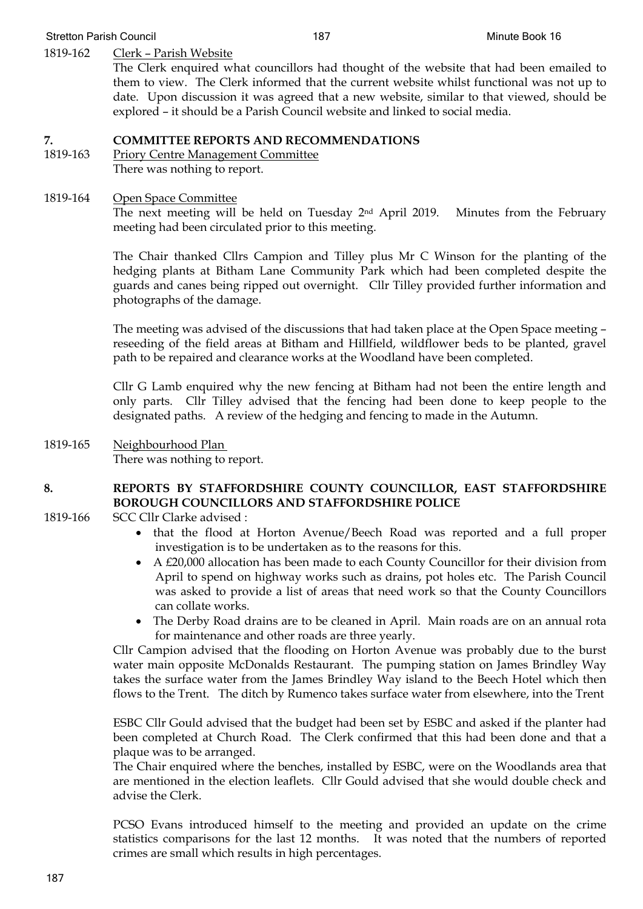1819-162 Clerk – Parish Website

The Clerk enquired what councillors had thought of the website that had been emailed to them to view. The Clerk informed that the current website whilst functional was not up to date. Upon discussion it was agreed that a new website, similar to that viewed, should be explored – it should be a Parish Council website and linked to social media.

## 7. COMMITTEE REPORTS AND RECOMMENDATIONS

1819-163 Priory Centre Management Committee

There was nothing to report.

1819-164 Open Space Committee

The next meeting will be held on Tuesday 2nd April 2019. Minutes from the February meeting had been circulated prior to this meeting.

The Chair thanked Cllrs Campion and Tilley plus Mr C Winson for the planting of the hedging plants at Bitham Lane Community Park which had been completed despite the guards and canes being ripped out overnight. Cllr Tilley provided further information and photographs of the damage.

The meeting was advised of the discussions that had taken place at the Open Space meeting – reseeding of the field areas at Bitham and Hillfield, wildflower beds to be planted, gravel path to be repaired and clearance works at the Woodland have been completed.

Cllr G Lamb enquired why the new fencing at Bitham had not been the entire length and only parts. Cllr Tilley advised that the fencing had been done to keep people to the designated paths. A review of the hedging and fencing to made in the Autumn.

1819-165 Neighbourhood Plan

There was nothing to report.

## 8. REPORTS BY STAFFORDSHIRE COUNTY COUNCILLOR, EAST STAFFORDSHIRE BOROUGH COUNCILLORS AND STAFFORDSHIRE POLICE

1819-166 SCC Cllr Clarke advised :

- that the flood at Horton Avenue/Beech Road was reported and a full proper investigation is to be undertaken as to the reasons for this.
- A £20,000 allocation has been made to each County Councillor for their division from April to spend on highway works such as drains, pot holes etc. The Parish Council was asked to provide a list of areas that need work so that the County Councillors can collate works.
- The Derby Road drains are to be cleaned in April. Main roads are on an annual rota for maintenance and other roads are three yearly.

Cllr Campion advised that the flooding on Horton Avenue was probably due to the burst water main opposite McDonalds Restaurant. The pumping station on James Brindley Way takes the surface water from the James Brindley Way island to the Beech Hotel which then flows to the Trent. The ditch by Rumenco takes surface water from elsewhere, into the Trent

ESBC Cllr Gould advised that the budget had been set by ESBC and asked if the planter had been completed at Church Road. The Clerk confirmed that this had been done and that a plaque was to be arranged.

The Chair enquired where the benches, installed by ESBC, were on the Woodlands area that are mentioned in the election leaflets. Cllr Gould advised that she would double check and advise the Clerk.

PCSO Evans introduced himself to the meeting and provided an update on the crime statistics comparisons for the last 12 months. It was noted that the numbers of reported crimes are small which results in high percentages.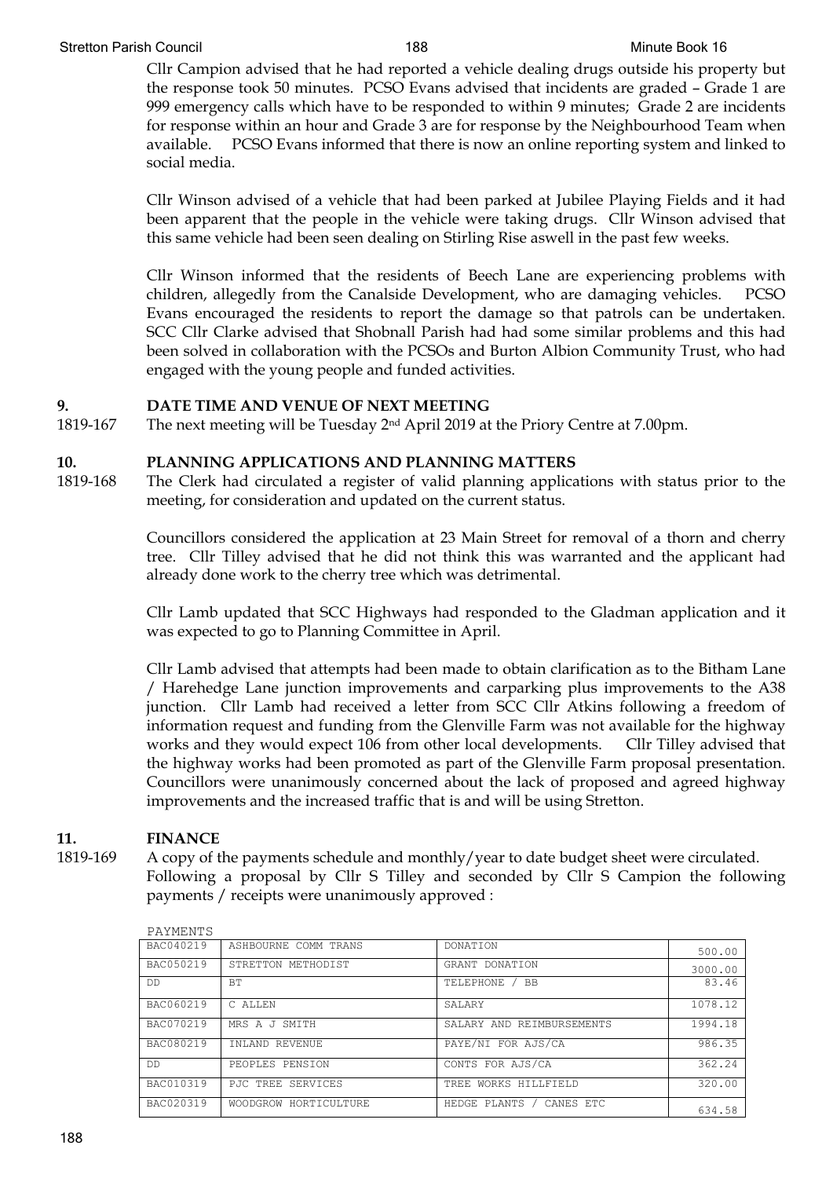Cllr Campion advised that he had reported a vehicle dealing drugs outside his property but the response took 50 minutes. PCSO Evans advised that incidents are graded – Grade 1 are 999 emergency calls which have to be responded to within 9 minutes; Grade 2 are incidents for response within an hour and Grade 3 are for response by the Neighbourhood Team when available. PCSO Evans informed that there is now an online reporting system and linked to social media.

Cllr Winson advised of a vehicle that had been parked at Jubilee Playing Fields and it had been apparent that the people in the vehicle were taking drugs. Cllr Winson advised that this same vehicle had been seen dealing on Stirling Rise aswell in the past few weeks.

Cllr Winson informed that the residents of Beech Lane are experiencing problems with children, allegedly from the Canalside Development, who are damaging vehicles. PCSO Evans encouraged the residents to report the damage so that patrols can be undertaken. SCC Cllr Clarke advised that Shobnall Parish had had some similar problems and this had been solved in collaboration with the PCSOs and Burton Albion Community Trust, who had engaged with the young people and funded activities.

## 9. DATE TIME AND VENUE OF NEXT MEETING

1819-167 The next meeting will be Tuesday 2nd April 2019 at the Priory Centre at 7.00pm.

## 10. PLANNING APPLICATIONS AND PLANNING MATTERS

1819-168 The Clerk had circulated a register of valid planning applications with status prior to the meeting, for consideration and updated on the current status.

Councillors considered the application at 23 Main Street for removal of a thorn and cherry tree. Cllr Tilley advised that he did not think this was warranted and the applicant had already done work to the cherry tree which was detrimental.

Cllr Lamb updated that SCC Highways had responded to the Gladman application and it was expected to go to Planning Committee in April.

Cllr Lamb advised that attempts had been made to obtain clarification as to the Bitham Lane / Harehedge Lane junction improvements and carparking plus improvements to the A38 junction. Cllr Lamb had received a letter from SCC Cllr Atkins following a freedom of information request and funding from the Glenville Farm was not available for the highway works and they would expect 106 from other local developments. Cllr Tilley advised that the highway works had been promoted as part of the Glenville Farm proposal presentation. Councillors were unanimously concerned about the lack of proposed and agreed highway improvements and the increased traffic that is and will be using Stretton.

## 11. FINANCE

1819-169 A copy of the payments schedule and monthly/year to date budget sheet were circulated. Following a proposal by Cllr S Tilley and seconded by Cllr S Campion the following payments / receipts were unanimously approved :

PAYMENTS

| | | | |
|---|---|---|---|
| BAC040219 | ASHBOURNE COMM TRANS | DONATION | 500.00 |
| BAC050219 | STRETTON METHODIST | GRANT DONATION | 3000.00 |
| DD | BT | TELEPHONE / BB | 83.46 |
| BAC060219 | C ALLEN | SALARY | 1078.12 |
| BAC070219 | MRS A J SMITH | SALARY AND REIMBURSEMENTS | 1994.18 |
| BAC080219 | INLAND REVENUE | PAYE/NI FOR AJS/CA | 986.35 |
| DD | PEOPLES PENSION | CONTS FOR AJS/CA | 362.24 |
| BAC010319 | PJC TREE SERVICES | TREE WORKS HILLFIELD | 320.00 |
| BAC020319 | WOODGROW HORTICULTURE | HEDGE PLANTS / CANES ETC | 634.58 |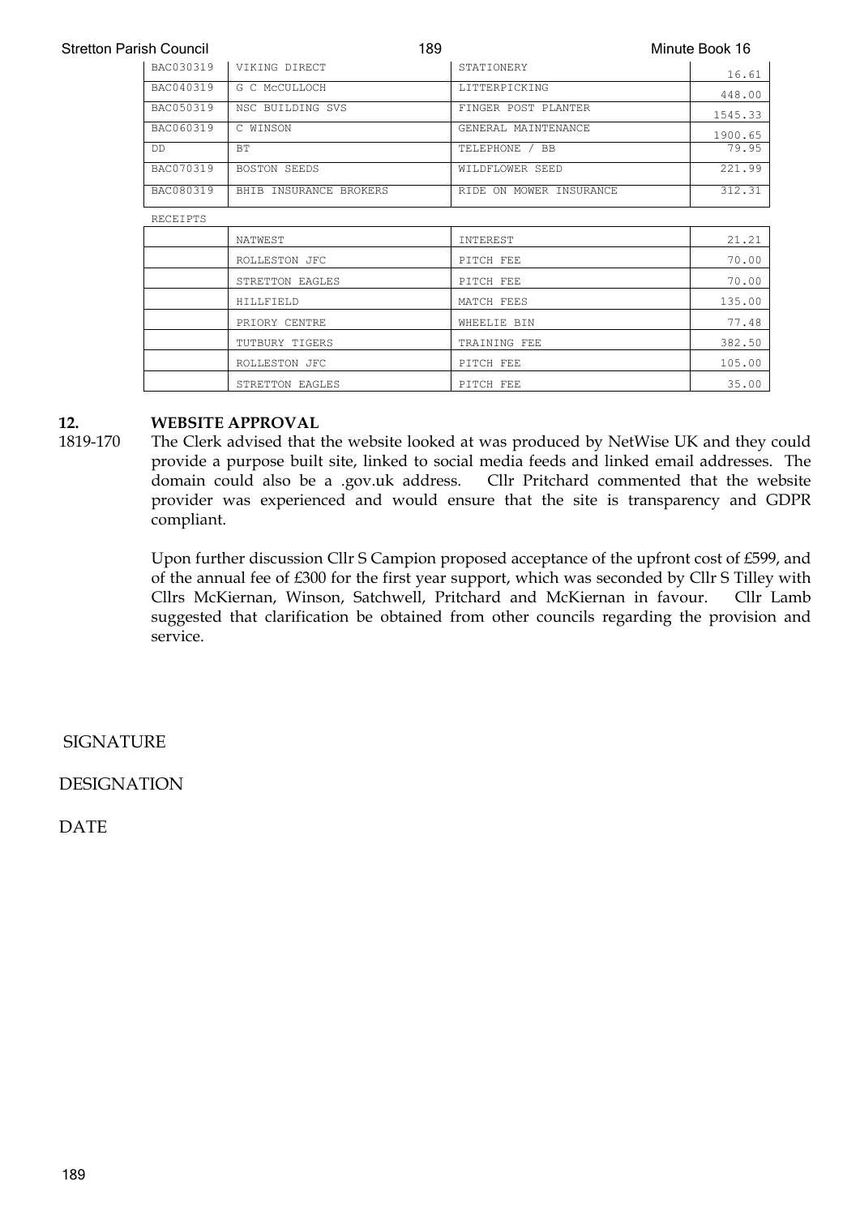| | | | |
|---|---|---|---|
| BAC030319 | VIKING DIRECT | STATIONERY | 16.61 |
| BAC040319 | G C McCULLOCH | LITTERPICKING | 448.00 |
| BAC050319 | NSC BUILDING SVS | FINGER POST PLANTER | 1545.33 |
| BAC060319 | C WINSON | GENERAL MAINTENANCE | 1900.65 |
| DD | BT | TELEPHONE / BB | 79.95 |
| BAC070319 | BOSTON SEEDS | WILDFLOWER SEED | 221.99 |
| BAC080319 | BHIB INSURANCE BROKERS | RIDE ON MOWER INSURANCE | 312.31 |

RECEIPTS

| | | | |
|---|---|---|---|
| | NATWEST | INTEREST | 21.21 |
| | ROLLESTON JFC | PITCH FEE | 70.00 |
| | STRETTON EAGLES | PITCH FEE | 70.00 |
| | HILLFIELD | MATCH FEES | 135.00 |
| | PRIORY CENTRE | WHEELIE BIN | 77.48 |
| | TUTBURY TIGERS | TRAINING FEE | 382.50 |
| | ROLLESTON JFC | PITCH FEE | 105.00 |
| | STRETTON EAGLES | PITCH FEE | 35.00 |

**12. WEBSITE APPROVAL**

1819-170 The Clerk advised that the website looked at was produced by NetWise UK and they could provide a purpose built site, linked to social media feeds and linked email addresses. The domain could also be a .gov.uk address. Cllr Pritchard commented that the website provider was experienced and would ensure that the site is transparency and GDPR compliant.

Upon further discussion Cllr S Campion proposed acceptance of the upfront cost of £599, and of the annual fee of £300 for the first year support, which was seconded by Cllr S Tilley with Cllrs McKiernan, Winson, Satchwell, Pritchard and McKiernan in favour. Cllr Lamb suggested that clarification be obtained from other councils regarding the provision and service.

SIGNATURE

DESIGNATION

DATE